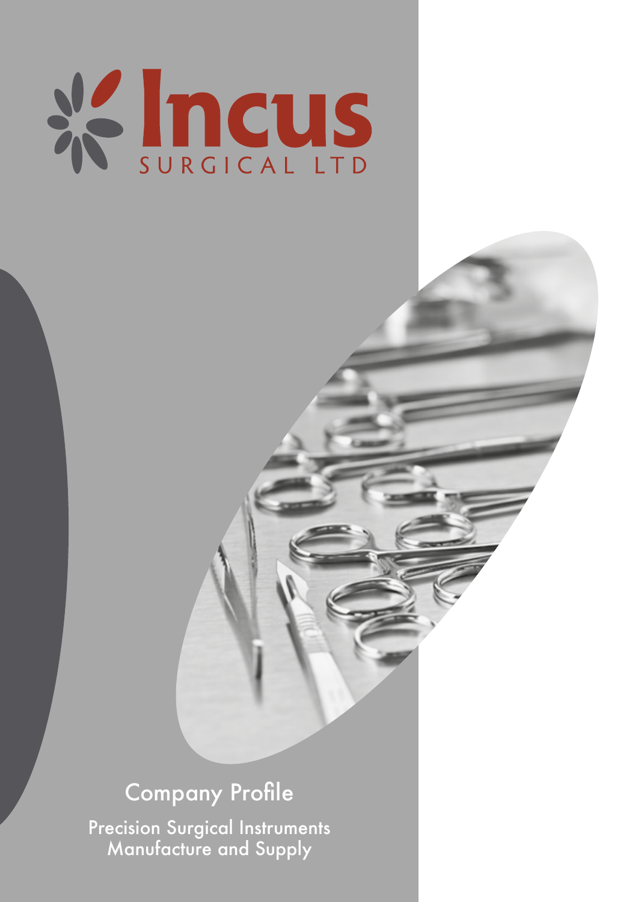# Incus
SURGICAL LTD

## Company Profile

Precision Surgical Instruments Manufacture and Supply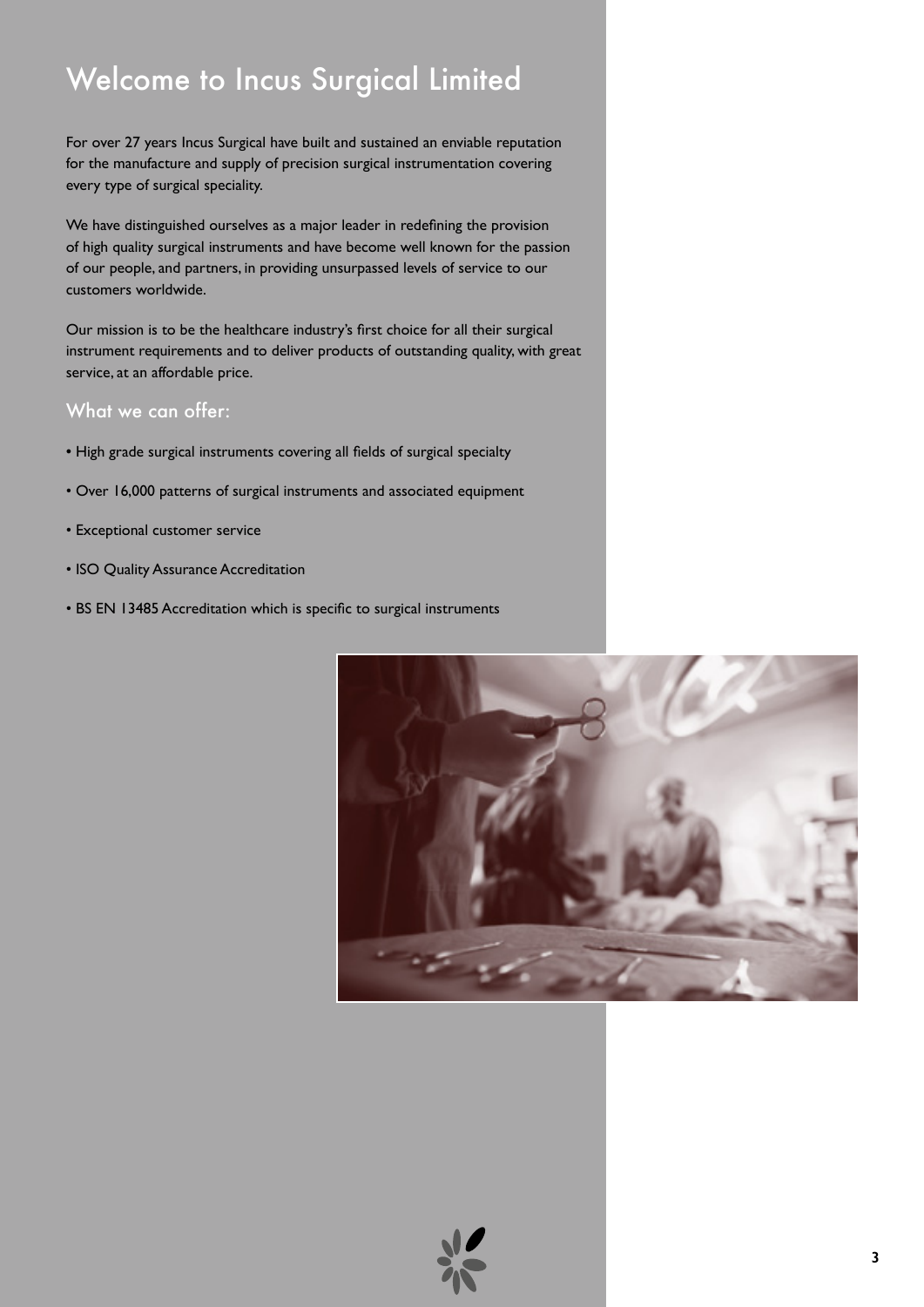# Welcome to Incus Surgical Limited

For over 27 years Incus Surgical have built and sustained an enviable reputation for the manufacture and supply of precision surgical instrumentation covering every type of surgical speciality.

We have distinguished ourselves as a major leader in redefining the provision of high quality surgical instruments and have become well known for the passion of our people, and partners, in providing unsurpassed levels of service to our customers worldwide.

Our mission is to be the healthcare industry's first choice for all their surgical instrument requirements and to deliver products of outstanding quality, with great service, at an affordable price.

## What we can offer:

- High grade surgical instruments covering all fields of surgical specialty
- Over 16,000 patterns of surgical instruments and associated equipment
- Exceptional customer service
- ISO Quality Assurance Accreditation
- BS EN 13485 Accreditation which is specific to surgical instruments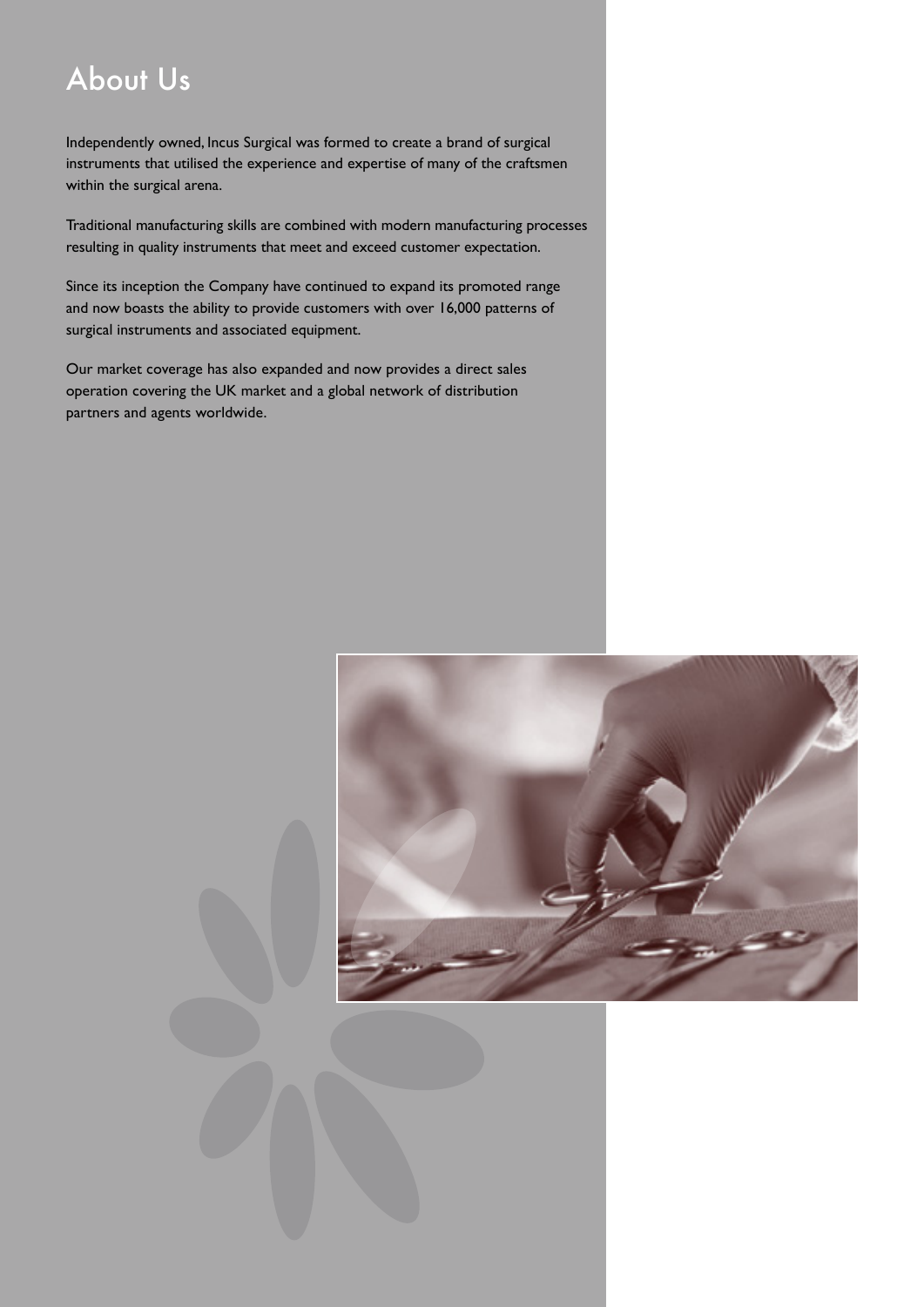# About Us

Independently owned, Incus Surgical was formed to create a brand of surgical instruments that utilised the experience and expertise of many of the craftsmen within the surgical arena.

Traditional manufacturing skills are combined with modern manufacturing processes resulting in quality instruments that meet and exceed customer expectation.

Since its inception the Company have continued to expand its promoted range and now boasts the ability to provide customers with over 16,000 patterns of surgical instruments and associated equipment.

Our market coverage has also expanded and now provides a direct sales operation covering the UK market and a global network of distribution partners and agents worldwide.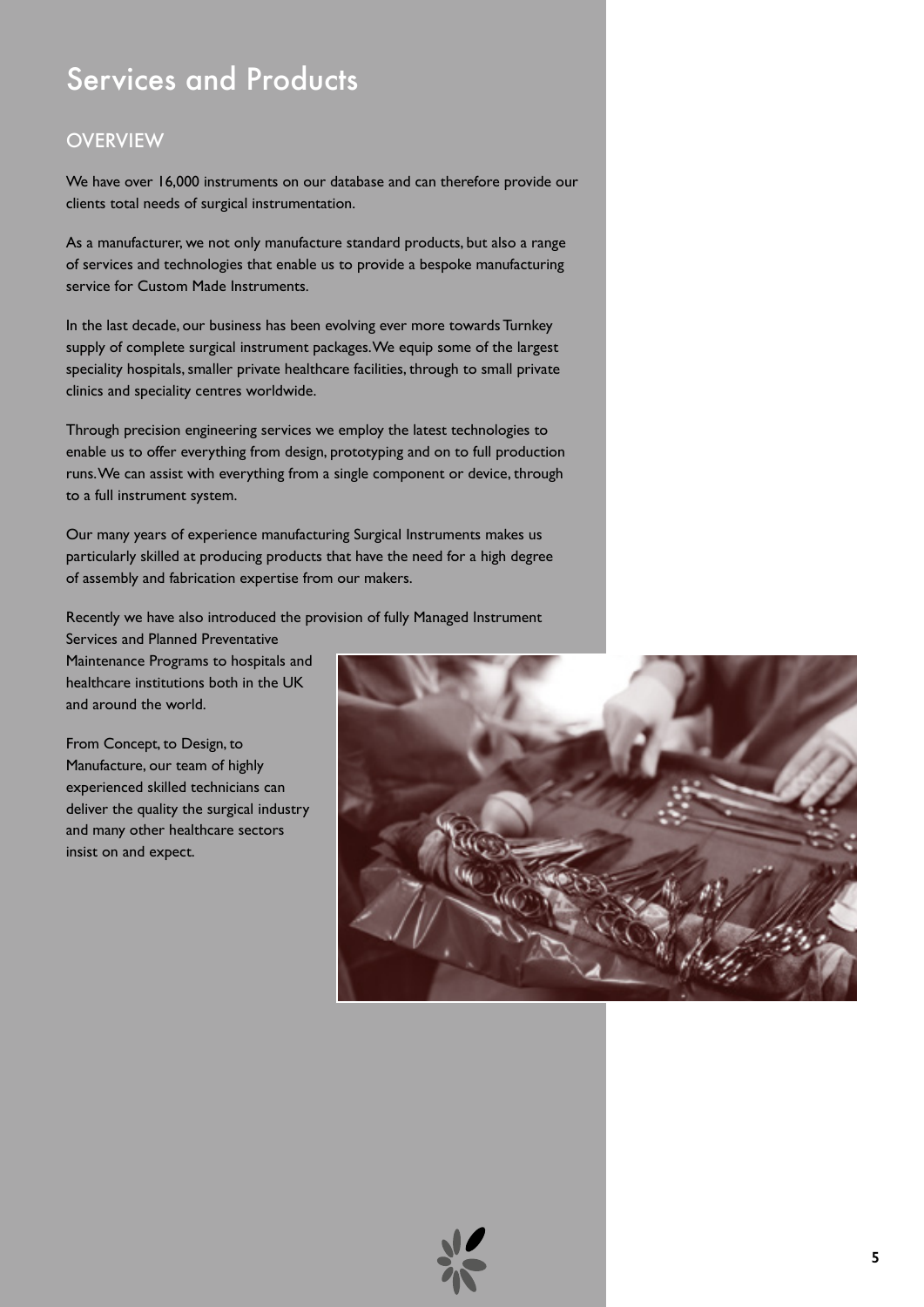# Services and Products

## OVERVIEW

We have over 16,000 instruments on our database and can therefore provide our clients total needs of surgical instrumentation.

As a manufacturer, we not only manufacture standard products, but also a range of services and technologies that enable us to provide a bespoke manufacturing service for Custom Made Instruments.

In the last decade, our business has been evolving ever more towards Turnkey supply of complete surgical instrument packages. We equip some of the largest speciality hospitals, smaller private healthcare facilities, through to small private clinics and speciality centres worldwide.

Through precision engineering services we employ the latest technologies to enable us to offer everything from design, prototyping and on to full production runs. We can assist with everything from a single component or device, through to a full instrument system.

Our many years of experience manufacturing Surgical Instruments makes us particularly skilled at producing products that have the need for a high degree of assembly and fabrication expertise from our makers.

Recently we have also introduced the provision of fully Managed Instrument Services and Planned Preventative Maintenance Programs to hospitals and healthcare institutions both in the UK and around the world.

From Concept, to Design, to Manufacture, our team of highly experienced skilled technicians can deliver the quality the surgical industry and many other healthcare sectors insist on and expect.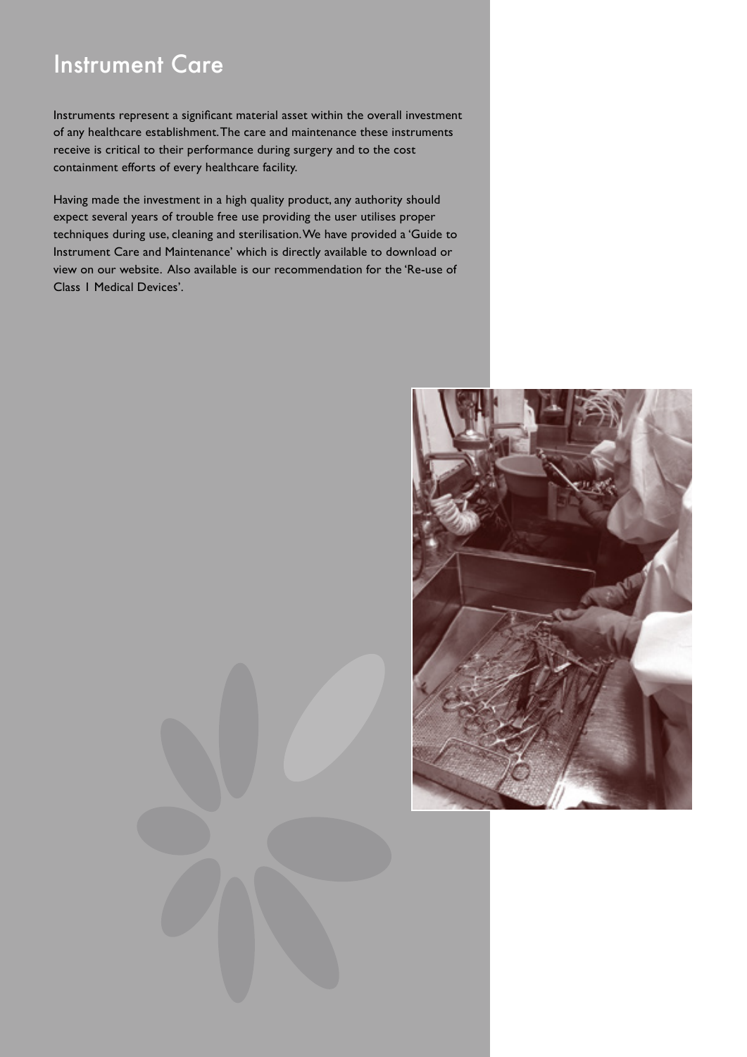# Instrument Care

Instruments represent a significant material asset within the overall investment of any healthcare establishment. The care and maintenance these instruments receive is critical to their performance during surgery and to the cost containment efforts of every healthcare facility.

Having made the investment in a high quality product, any authority should expect several years of trouble free use providing the user utilises proper techniques during use, cleaning and sterilisation. We have provided a 'Guide to Instrument Care and Maintenance' which is directly available to download or view on our website. Also available is our recommendation for the 'Re-use of Class 1 Medical Devices'.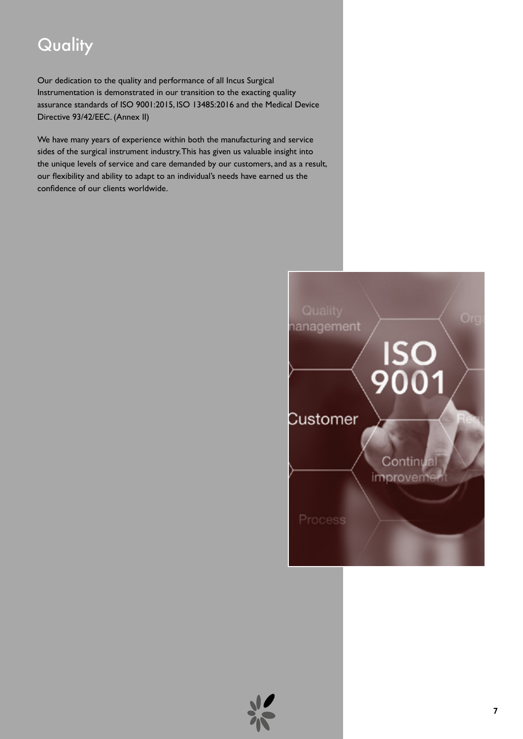# Quality

Our dedication to the quality and performance of all Incus Surgical Instrumentation is demonstrated in our transition to the exacting quality assurance standards of ISO 9001:2015, ISO 13485:2016 and the Medical Device Directive 93/42/EEC. (Annex II)

We have many years of experience within both the manufacturing and service sides of the surgical instrument industry. This has given us valuable insight into the unique levels of service and care demanded by our customers, and as a result, our flexibility and ability to adapt to an individual's needs have earned us the confidence of our clients worldwide.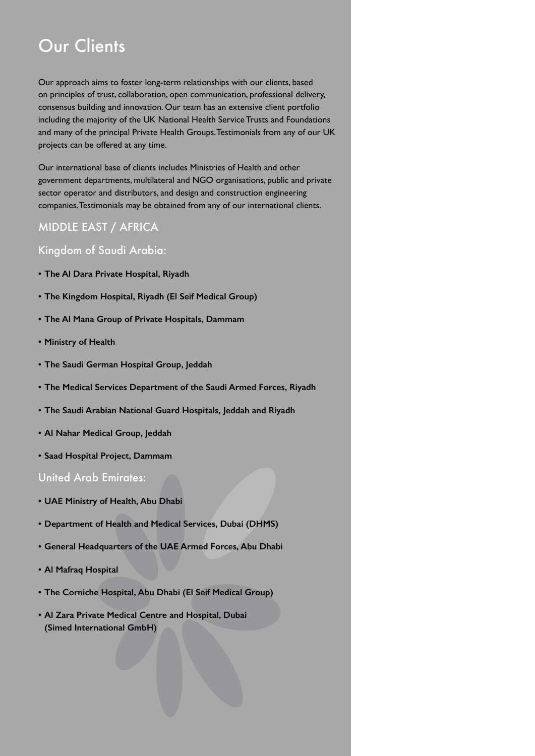# Our Clients

Our approach aims to foster long-term relationships with our clients, based on principles of trust, collaboration, open communication, professional delivery, consensus building and innovation. Our team has an extensive client portfolio including the majority of the UK National Health Service Trusts and Foundations and many of the principal Private Health Groups. Testimonials from any of our UK projects can be offered at any time.

Our international base of clients includes Ministries of Health and other government departments, multilateral and NGO organisations, public and private sector operator and distributors, and design and construction engineering companies. Testimonials may be obtained from any of our international clients.

## MIDDLE EAST / AFRICA

### Kingdom of Saudi Arabia:

- **The Al Dara Private Hospital, Riyadh**
- **The Kingdom Hospital, Riyadh (El Seif Medical Group)**
- **The Al Mana Group of Private Hospitals, Dammam**
- **Ministry of Health**
- **The Saudi German Hospital Group, Jeddah**
- **The Medical Services Department of the Saudi Armed Forces, Riyadh**
- **The Saudi Arabian National Guard Hospitals, Jeddah and Riyadh**
- **Al Nahar Medical Group, Jeddah**
- **Saad Hospital Project, Dammam**

### United Arab Emirates:

- **UAE Ministry of Health, Abu Dhabi**
- **Department of Health and Medical Services, Dubai (DHMS)**
- **General Headquarters of the UAE Armed Forces, Abu Dhabi**
- **Al Mafraq Hospital**
- **The Corniche Hospital, Abu Dhabi (El Seif Medical Group)**
- **Al Zara Private Medical Centre and Hospital, Dubai (Simed International GmbH)**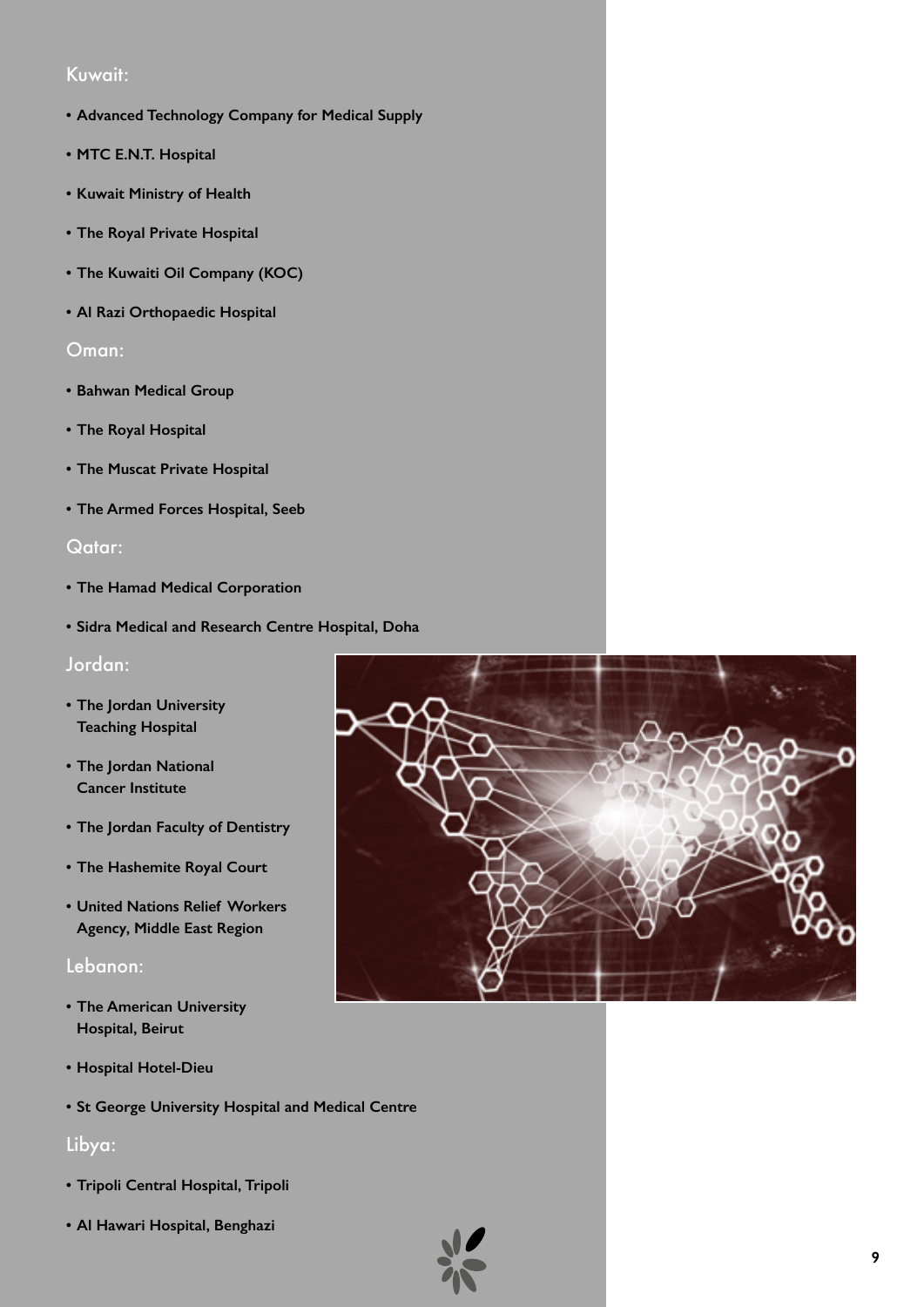## Kuwait:

- **Advanced Technology Company for Medical Supply**
- **MTC E.N.T. Hospital**
- **Kuwait Ministry of Health**
- **The Royal Private Hospital**
- **The Kuwaiti Oil Company (KOC)**
- **Al Razi Orthopaedic Hospital**

## Oman:

- **Bahwan Medical Group**
- **The Royal Hospital**
- **The Muscat Private Hospital**
- **The Armed Forces Hospital, Seeb**

## Qatar:

- **The Hamad Medical Corporation**
- **Sidra Medical and Research Centre Hospital, Doha**

## Jordan:

- **The Jordan University Teaching Hospital**
- **The Jordan National Cancer Institute**
- **The Jordan Faculty of Dentistry**
- **The Hashemite Royal Court**
- **United Nations Relief Workers Agency, Middle East Region**

## Lebanon:

- **The American University Hospital, Beirut**
- **Hospital Hotel-Dieu**
- **St George University Hospital and Medical Centre**

## Libya:

- **Tripoli Central Hospital, Tripoli**
- **Al Hawari Hospital, Benghazi**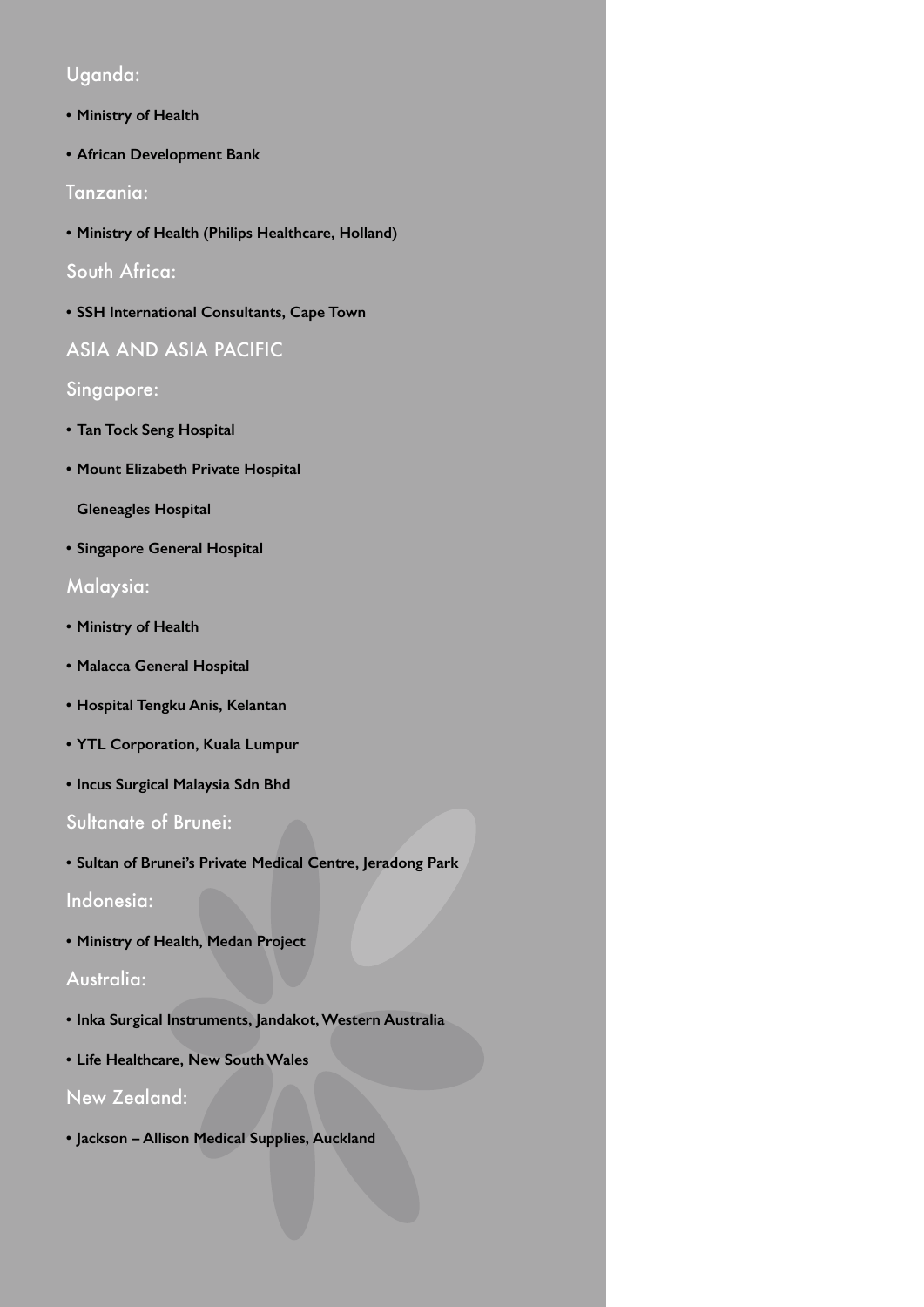## Uganda:

- **Ministry of Health**
- **African Development Bank**

## Tanzania:

- **Ministry of Health (Philips Healthcare, Holland)**

## South Africa:

- **SSH International Consultants, Cape Town**

# ASIA AND ASIA PACIFIC

## Singapore:

- **Tan Tock Seng Hospital**
- **Mount Elizabeth Private Hospital**

  **Gleneagles Hospital**
- **Singapore General Hospital**

## Malaysia:

- **Ministry of Health**
- **Malacca General Hospital**
- **Hospital Tengku Anis, Kelantan**
- **YTL Corporation, Kuala Lumpur**
- **Incus Surgical Malaysia Sdn Bhd**

## Sultanate of Brunei:

- **Sultan of Brunei's Private Medical Centre, Jeradong Park**

## Indonesia:

- **Ministry of Health, Medan Project**

## Australia:

- **Inka Surgical Instruments, Jandakot, Western Australia**
- **Life Healthcare, New South Wales**

## New Zealand:

- **Jackson – Allison Medical Supplies, Auckland**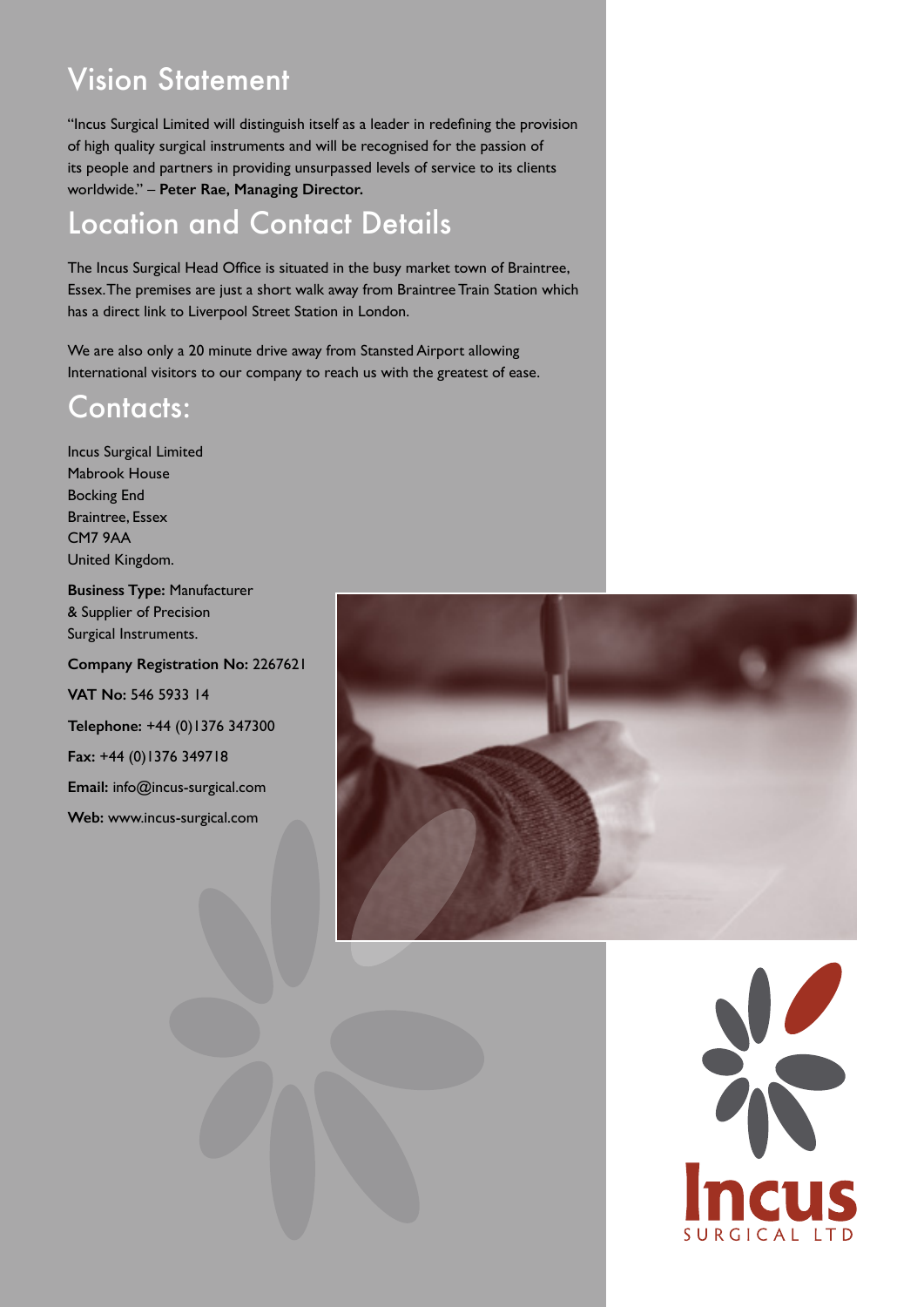## Vision Statement

"Incus Surgical Limited will distinguish itself as a leader in redefining the provision of high quality surgical instruments and will be recognised for the passion of its people and partners in providing unsurpassed levels of service to its clients worldwide." – **Peter Rae, Managing Director.**

## Location and Contact Details

The Incus Surgical Head Office is situated in the busy market town of Braintree, Essex. The premises are just a short walk away from Braintree Train Station which has a direct link to Liverpool Street Station in London.

We are also only a 20 minute drive away from Stansted Airport allowing International visitors to our company to reach us with the greatest of ease.

## Contacts:

Incus Surgical Limited
Mabrook House
Bocking End
Braintree, Essex
CM7 9AA
United Kingdom.

**Business Type:** Manufacturer & Supplier of Precision Surgical Instruments.

**Company Registration No:** 2267621

**VAT No:** 546 5933 14

**Telephone:** +44 (0)1376 347300

**Fax:** +44 (0)1376 349718

**Email:** info@incus-surgical.com

**Web:** www.incus-surgical.com

Incus
SURGICAL LTD